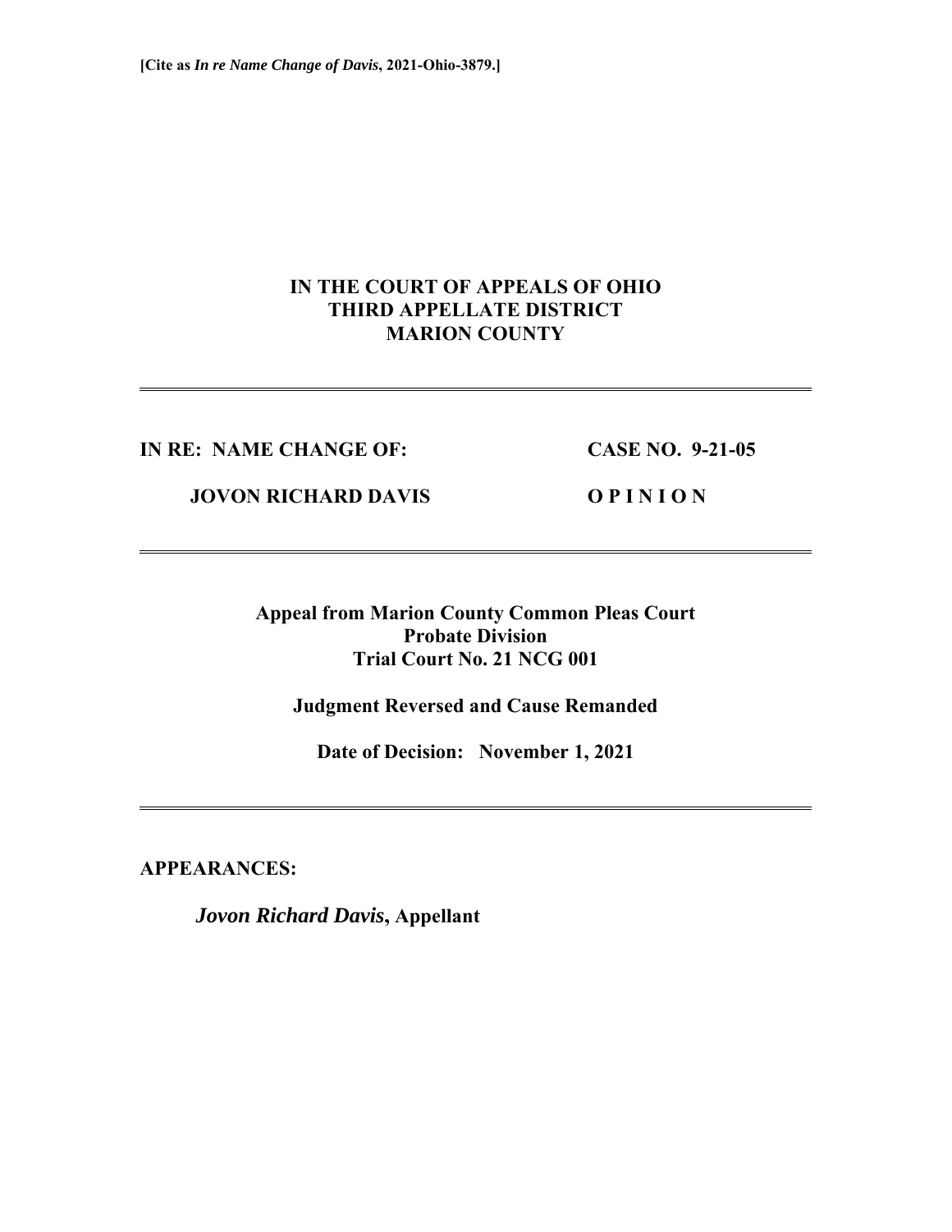**[Cite as *In re Name Change of Davis*, 2021-Ohio-3879.]**

# IN THE COURT OF APPEALS OF OHIO
# THIRD APPELLATE DISTRICT
# MARION COUNTY

---

**IN RE: NAME CHANGE OF:** **CASE NO. 9-21-05**

**JOVON RICHARD DAVIS** **O P I N I O N**

---

**Appeal from Marion County Common Pleas Court**
**Probate Division**
**Trial Court No. 21 NCG 001**

**Judgment Reversed and Cause Remanded**

**Date of Decision: November 1, 2021**

---

**APPEARANCES:**

***Jovon Richard Davis*, Appellant**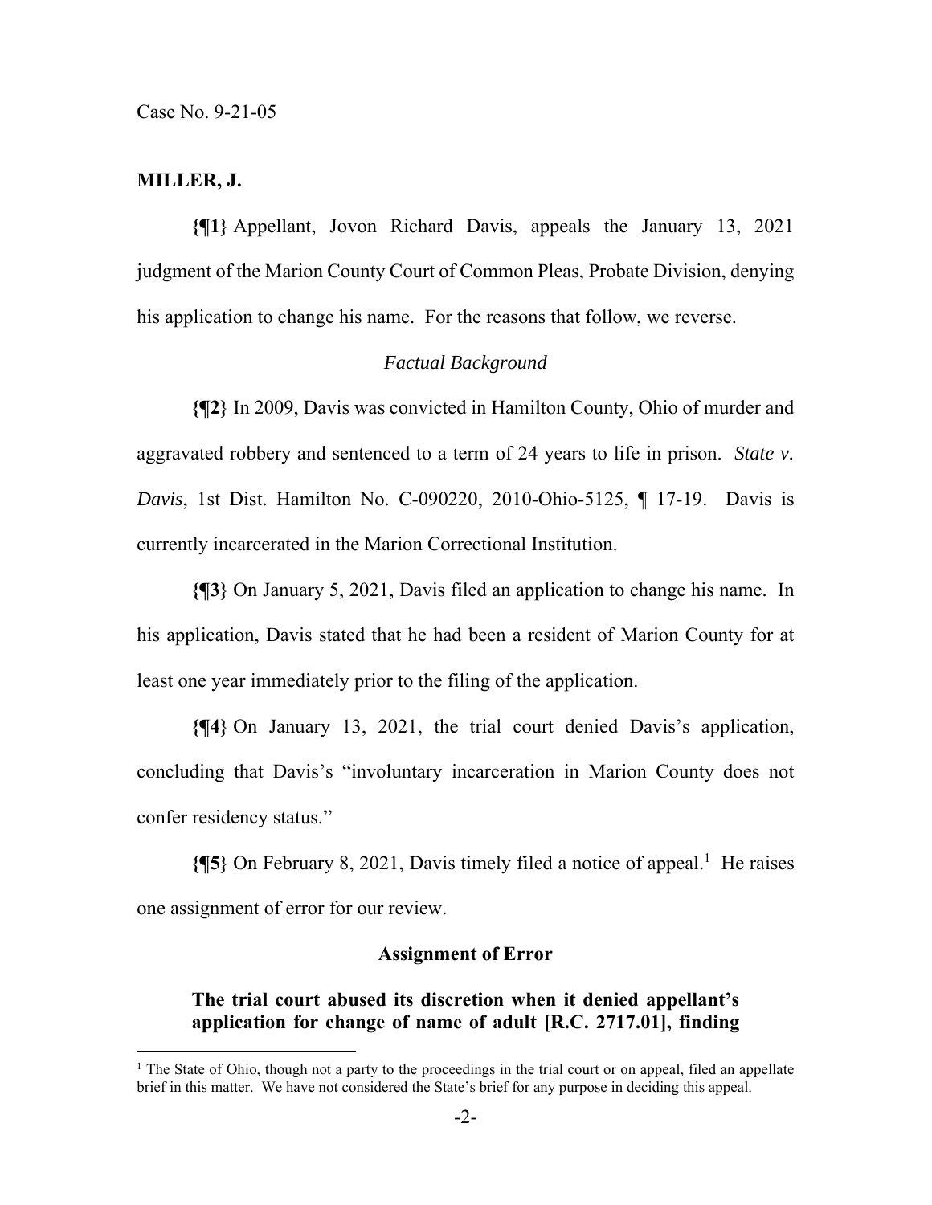**MILLER, J.**

**{¶1}** Appellant, Jovon Richard Davis, appeals the January 13, 2021 judgment of the Marion County Court of Common Pleas, Probate Division, denying his application to change his name. For the reasons that follow, we reverse.

*Factual Background*

**{¶2}** In 2009, Davis was convicted in Hamilton County, Ohio of murder and aggravated robbery and sentenced to a term of 24 years to life in prison. *State v. Davis*, 1st Dist. Hamilton No. C-090220, 2010-Ohio-5125, ¶ 17-19. Davis is currently incarcerated in the Marion Correctional Institution.

**{¶3}** On January 5, 2021, Davis filed an application to change his name. In his application, Davis stated that he had been a resident of Marion County for at least one year immediately prior to the filing of the application.

**{¶4}** On January 13, 2021, the trial court denied Davis's application, concluding that Davis's "involuntary incarceration in Marion County does not confer residency status."

**{¶5}** On February 8, 2021, Davis timely filed a notice of appeal.[1] He raises one assignment of error for our review.

**Assignment of Error**

**The trial court abused its discretion when it denied appellant's application for change of name of adult [R.C. 2717.01], finding**

[1] The State of Ohio, though not a party to the proceedings in the trial court or on appeal, filed an appellate brief in this matter. We have not considered the State's brief for any purpose in deciding this appeal.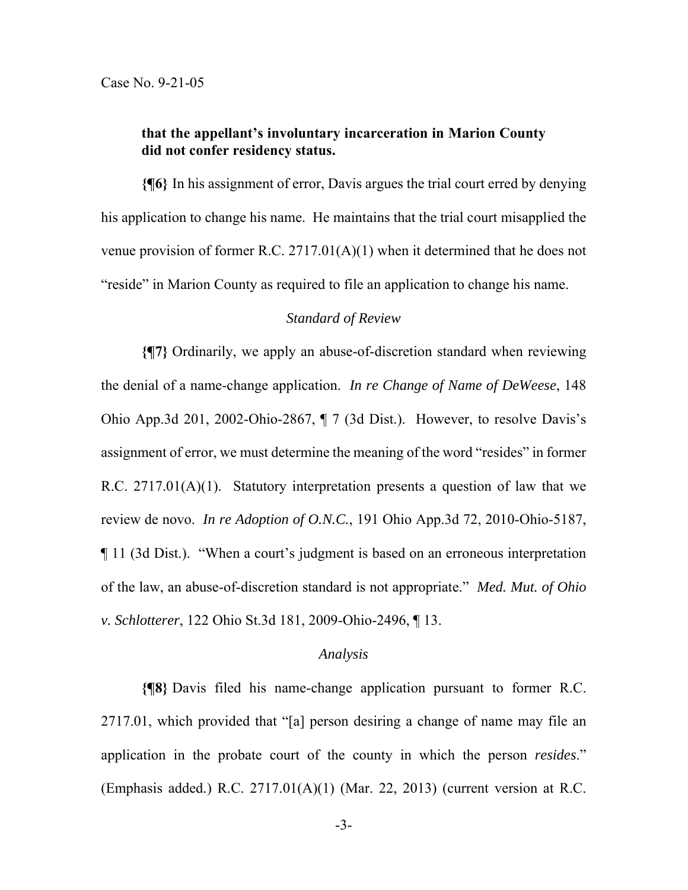**that the appellant's involuntary incarceration in Marion County did not confer residency status.**

**{¶6}** In his assignment of error, Davis argues the trial court erred by denying his application to change his name. He maintains that the trial court misapplied the venue provision of former R.C. 2717.01(A)(1) when it determined that he does not "reside" in Marion County as required to file an application to change his name.

*Standard of Review*

**{¶7}** Ordinarily, we apply an abuse-of-discretion standard when reviewing the denial of a name-change application. *In re Change of Name of DeWeese*, 148 Ohio App.3d 201, 2002-Ohio-2867, ¶ 7 (3d Dist.). However, to resolve Davis's assignment of error, we must determine the meaning of the word "resides" in former R.C. 2717.01(A)(1). Statutory interpretation presents a question of law that we review de novo. *In re Adoption of O.N.C.*, 191 Ohio App.3d 72, 2010-Ohio-5187, ¶ 11 (3d Dist.). "When a court's judgment is based on an erroneous interpretation of the law, an abuse-of-discretion standard is not appropriate." *Med. Mut. of Ohio v. Schlotterer*, 122 Ohio St.3d 181, 2009-Ohio-2496, ¶ 13.

*Analysis*

**{¶8}** Davis filed his name-change application pursuant to former R.C. 2717.01, which provided that "[a] person desiring a change of name may file an application in the probate court of the county in which the person *resides*." (Emphasis added.) R.C. 2717.01(A)(1) (Mar. 22, 2013) (current version at R.C.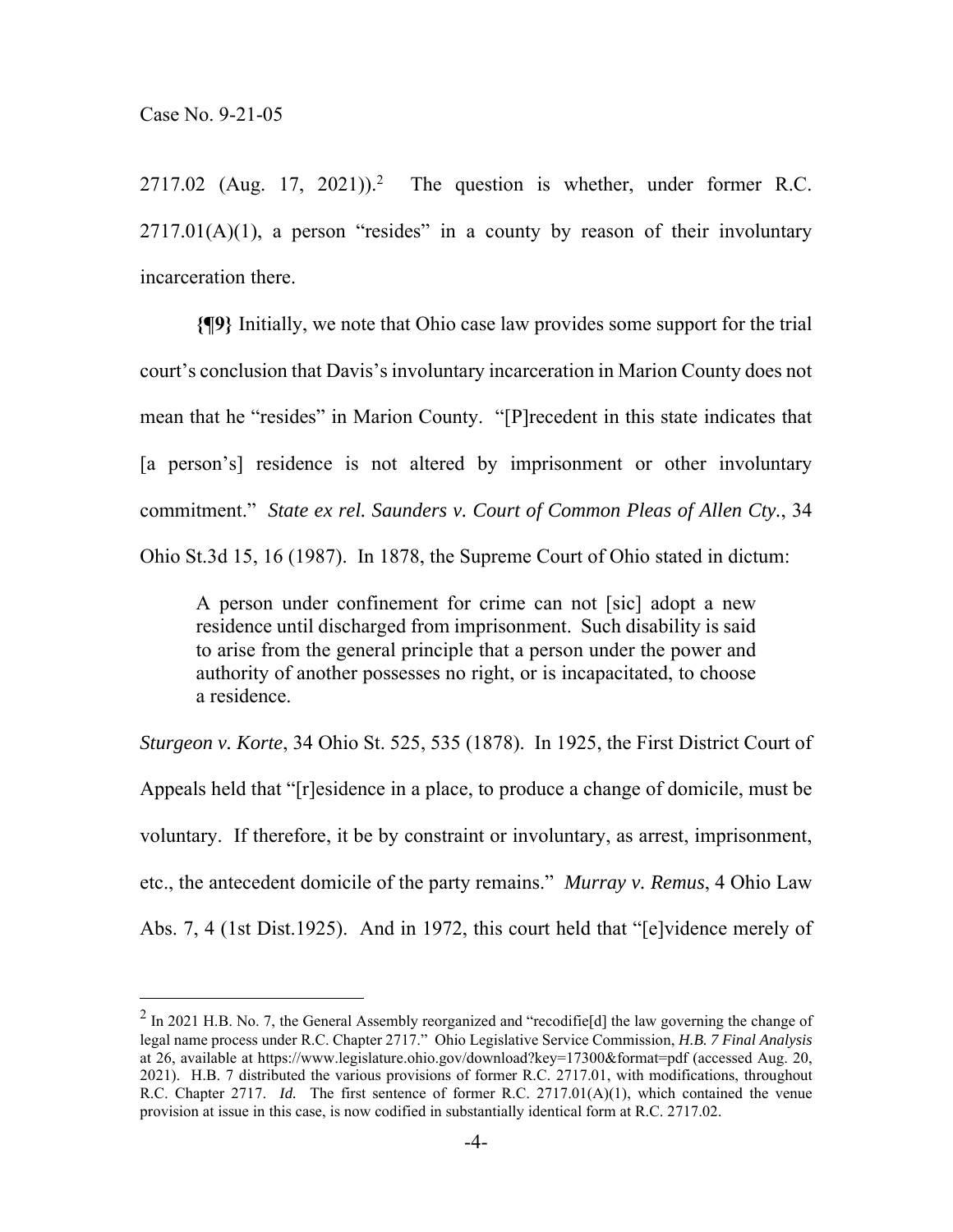2717.02 (Aug. 17, 2021)).[2] The question is whether, under former R.C. 2717.01(A)(1), a person "resides" in a county by reason of their involuntary incarceration there.

**{¶9}** Initially, we note that Ohio case law provides some support for the trial court's conclusion that Davis's involuntary incarceration in Marion County does not mean that he "resides" in Marion County. "[P]recedent in this state indicates that [a person's] residence is not altered by imprisonment or other involuntary commitment." *State ex rel. Saunders v. Court of Common Pleas of Allen Cty.*, 34 Ohio St.3d 15, 16 (1987). In 1878, the Supreme Court of Ohio stated in dictum:

> A person under confinement for crime can not [sic] adopt a new residence until discharged from imprisonment. Such disability is said to arise from the general principle that a person under the power and authority of another possesses no right, or is incapacitated, to choose a residence.

*Sturgeon v. Korte*, 34 Ohio St. 525, 535 (1878). In 1925, the First District Court of Appeals held that "[r]esidence in a place, to produce a change of domicile, must be voluntary. If therefore, it be by constraint or involuntary, as arrest, imprisonment, etc., the antecedent domicile of the party remains." *Murray v. Remus*, 4 Ohio Law Abs. 7, 4 (1st Dist.1925). And in 1972, this court held that "[e]vidence merely of

---

[2] In 2021 H.B. No. 7, the General Assembly reorganized and "recodifie[d] the law governing the change of legal name process under R.C. Chapter 2717." Ohio Legislative Service Commission, ***H.B. 7 Final Analysis*** at 26, available at https://www.legislature.ohio.gov/download?key=17300&format=pdf (accessed Aug. 20, 2021). H.B. 7 distributed the various provisions of former R.C. 2717.01, with modifications, throughout R.C. Chapter 2717. *Id.* The first sentence of former R.C. 2717.01(A)(1), which contained the venue provision at issue in this case, is now codified in substantially identical form at R.C. 2717.02.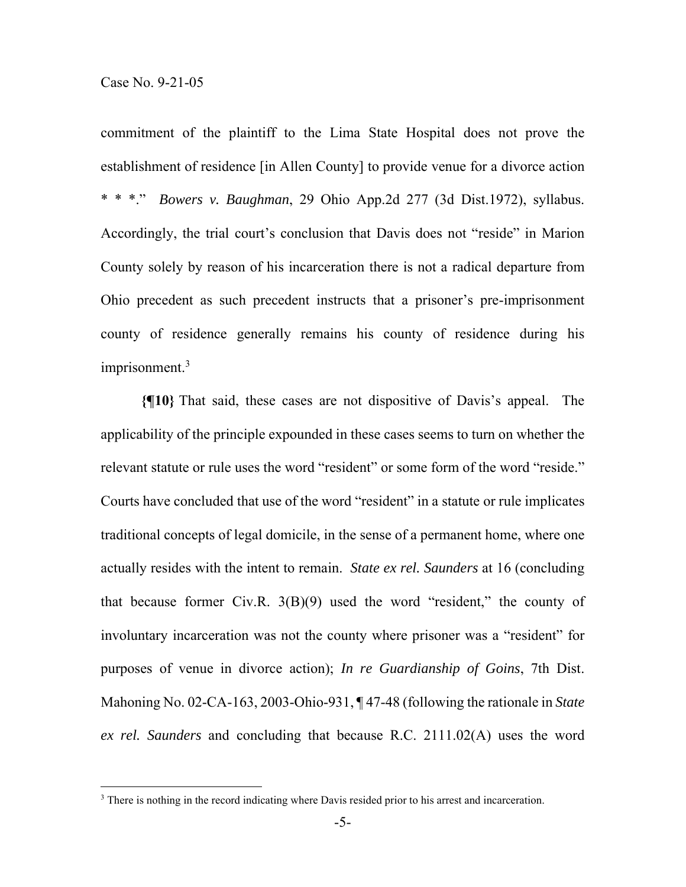commitment of the plaintiff to the Lima State Hospital does not prove the establishment of residence [in Allen County] to provide venue for a divorce action * * *." *Bowers v. Baughman*, 29 Ohio App.2d 277 (3d Dist.1972), syllabus. Accordingly, the trial court's conclusion that Davis does not "reside" in Marion County solely by reason of his incarceration there is not a radical departure from Ohio precedent as such precedent instructs that a prisoner's pre-imprisonment county of residence generally remains his county of residence during his imprisonment.[3]

**{¶10}** That said, these cases are not dispositive of Davis's appeal. The applicability of the principle expounded in these cases seems to turn on whether the relevant statute or rule uses the word "resident" or some form of the word "reside." Courts have concluded that use of the word "resident" in a statute or rule implicates traditional concepts of legal domicile, in the sense of a permanent home, where one actually resides with the intent to remain. *State ex rel. Saunders* at 16 (concluding that because former Civ.R. 3(B)(9) used the word "resident," the county of involuntary incarceration was not the county where prisoner was a "resident" for purposes of venue in divorce action); *In re Guardianship of Goins*, 7th Dist. Mahoning No. 02-CA-163, 2003-Ohio-931, ¶ 47-48 (following the rationale in *State ex rel. Saunders* and concluding that because R.C. 2111.02(A) uses the word

---

[3] There is nothing in the record indicating where Davis resided prior to his arrest and incarceration.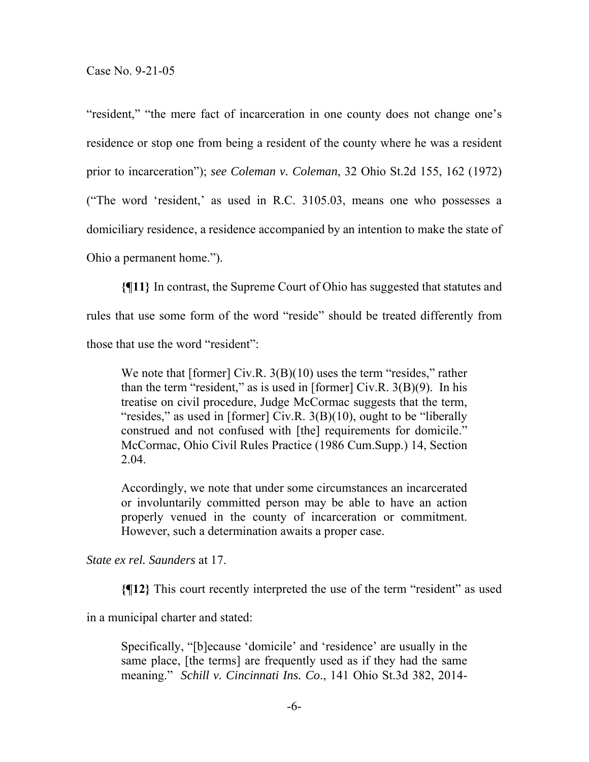"resident," "the mere fact of incarceration in one county does not change one's residence or stop one from being a resident of the county where he was a resident prior to incarceration"); *see Coleman v. Coleman*, 32 Ohio St.2d 155, 162 (1972) ("The word 'resident,' as used in R.C. 3105.03, means one who possesses a domiciliary residence, a residence accompanied by an intention to make the state of Ohio a permanent home.").

**{¶11}** In contrast, the Supreme Court of Ohio has suggested that statutes and rules that use some form of the word "reside" should be treated differently from those that use the word "resident":

> We note that [former] Civ.R. 3(B)(10) uses the term "resides," rather than the term "resident," as is used in [former] Civ.R. 3(B)(9). In his treatise on civil procedure, Judge McCormac suggests that the term, "resides," as used in [former] Civ.R. 3(B)(10), ought to be "liberally construed and not confused with [the] requirements for domicile." McCormac, Ohio Civil Rules Practice (1986 Cum.Supp.) 14, Section 2.04.
>
> Accordingly, we note that under some circumstances an incarcerated or involuntarily committed person may be able to have an action properly venued in the county of incarceration or commitment. However, such a determination awaits a proper case.

*State ex rel. Saunders* at 17.

**{¶12}** This court recently interpreted the use of the term "resident" as used in a municipal charter and stated:

> Specifically, "[b]ecause 'domicile' and 'residence' are usually in the same place, [the terms] are frequently used as if they had the same meaning." *Schill v. Cincinnati Ins. Co.*, 141 Ohio St.3d 382, 2014-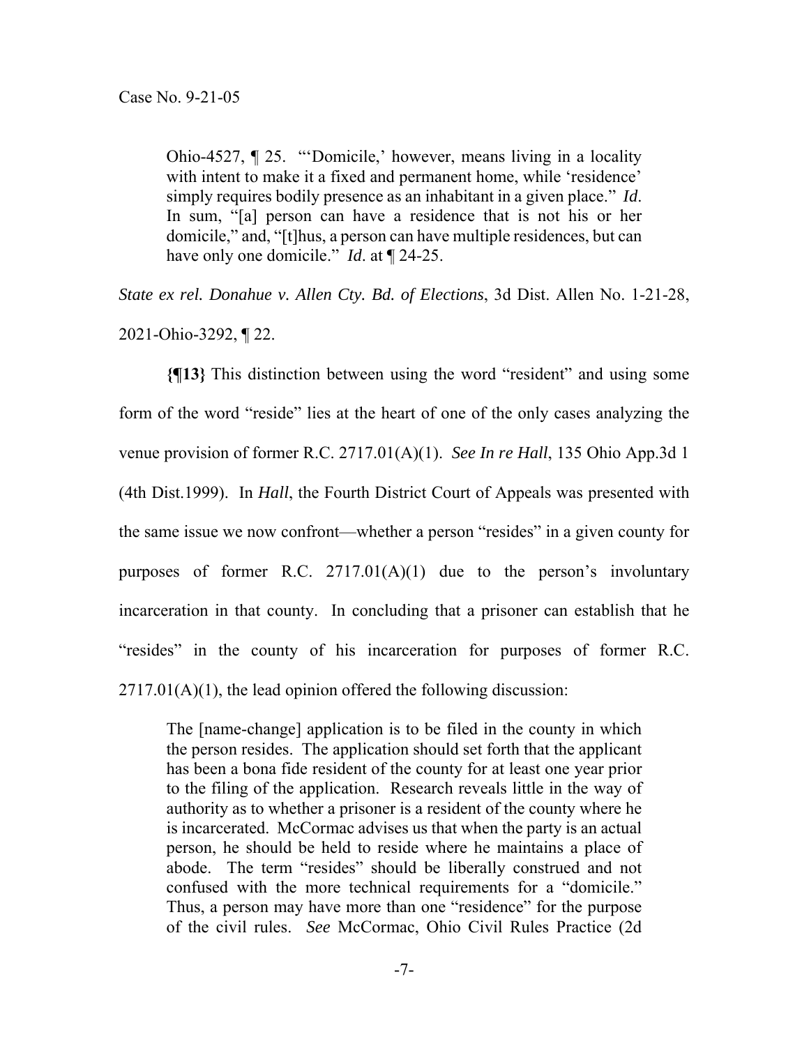> Ohio-4527, ¶ 25. "'Domicile,' however, means living in a locality with intent to make it a fixed and permanent home, while 'residence' simply requires bodily presence as an inhabitant in a given place." *Id*. In sum, "[a] person can have a residence that is not his or her domicile," and, "[t]hus, a person can have multiple residences, but can have only one domicile." *Id*. at ¶ 24-25.

*State ex rel. Donahue v. Allen Cty. Bd. of Elections*, 3d Dist. Allen No. 1-21-28, 2021-Ohio-3292, ¶ 22.

**{¶13}** This distinction between using the word "resident" and using some form of the word "reside" lies at the heart of one of the only cases analyzing the venue provision of former R.C. 2717.01(A)(1). *See In re Hall*, 135 Ohio App.3d 1 (4th Dist.1999). In *Hall*, the Fourth District Court of Appeals was presented with the same issue we now confront—whether a person "resides" in a given county for purposes of former R.C. 2717.01(A)(1) due to the person's involuntary incarceration in that county. In concluding that a prisoner can establish that he "resides" in the county of his incarceration for purposes of former R.C. 2717.01(A)(1), the lead opinion offered the following discussion:

> The [name-change] application is to be filed in the county in which the person resides. The application should set forth that the applicant has been a bona fide resident of the county for at least one year prior to the filing of the application. Research reveals little in the way of authority as to whether a prisoner is a resident of the county where he is incarcerated. McCormac advises us that when the party is an actual person, he should be held to reside where he maintains a place of abode. The term "resides" should be liberally construed and not confused with the more technical requirements for a "domicile." Thus, a person may have more than one "residence" for the purpose of the civil rules. *See* McCormac, Ohio Civil Rules Practice (2d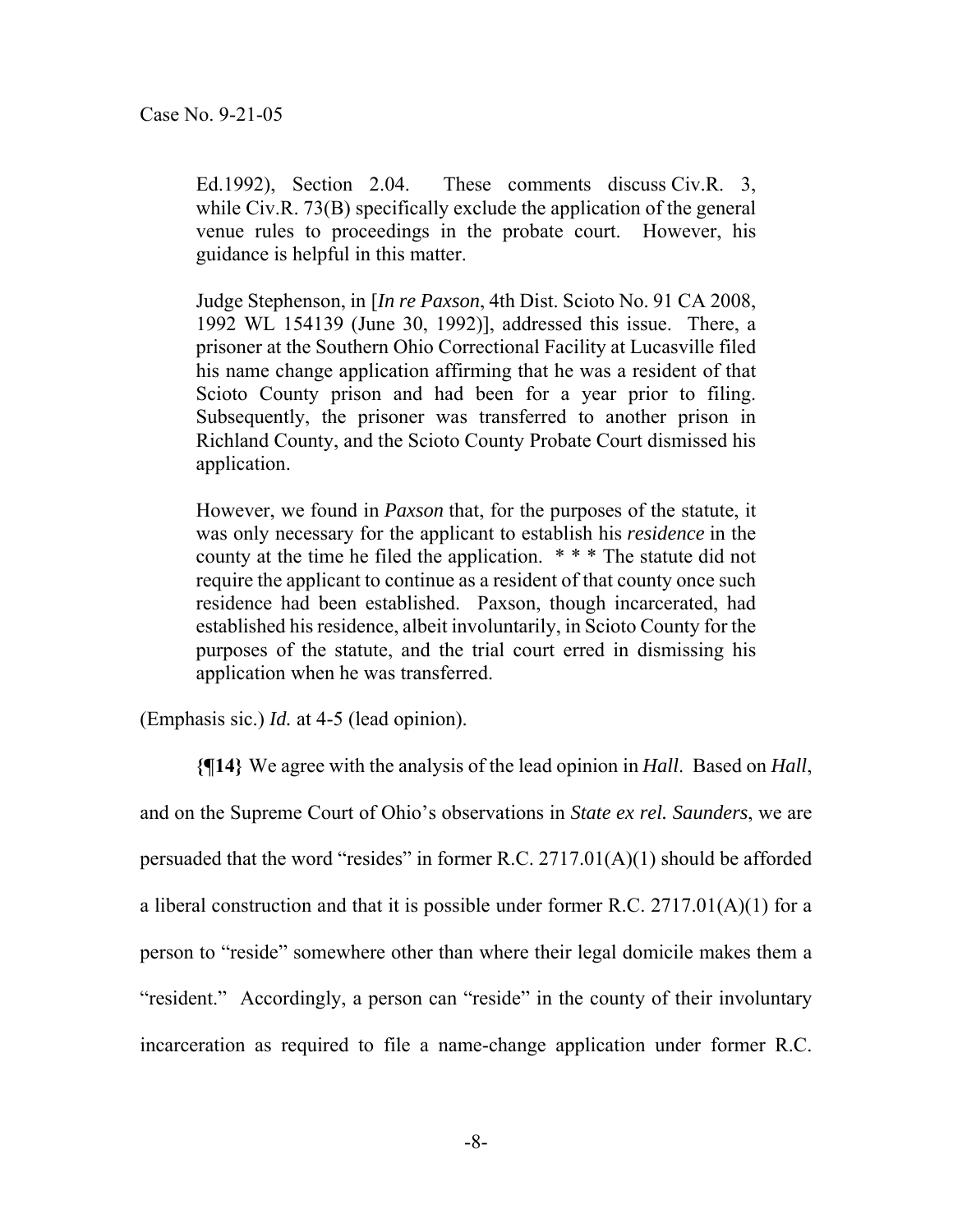> Ed.1992), Section 2.04. These comments discuss Civ.R. 3, while Civ.R. 73(B) specifically exclude the application of the general venue rules to proceedings in the probate court. However, his guidance is helpful in this matter.
>
> Judge Stephenson, in [*In re Paxson*, 4th Dist. Scioto No. 91 CA 2008, 1992 WL 154139 (June 30, 1992)], addressed this issue. There, a prisoner at the Southern Ohio Correctional Facility at Lucasville filed his name change application affirming that he was a resident of that Scioto County prison and had been for a year prior to filing. Subsequently, the prisoner was transferred to another prison in Richland County, and the Scioto County Probate Court dismissed his application.
>
> However, we found in *Paxson* that, for the purposes of the statute, it was only necessary for the applicant to establish his *residence* in the county at the time he filed the application. * * * The statute did not require the applicant to continue as a resident of that county once such residence had been established. Paxson, though incarcerated, had established his residence, albeit involuntarily, in Scioto County for the purposes of the statute, and the trial court erred in dismissing his application when he was transferred.

(Emphasis sic.) *Id.* at 4-5 (lead opinion).

**{¶14}** We agree with the analysis of the lead opinion in *Hall*. Based on *Hall*, and on the Supreme Court of Ohio's observations in *State ex rel. Saunders*, we are persuaded that the word "resides" in former R.C. 2717.01(A)(1) should be afforded a liberal construction and that it is possible under former R.C. 2717.01(A)(1) for a person to "reside" somewhere other than where their legal domicile makes them a "resident." Accordingly, a person can "reside" in the county of their involuntary incarceration as required to file a name-change application under former R.C.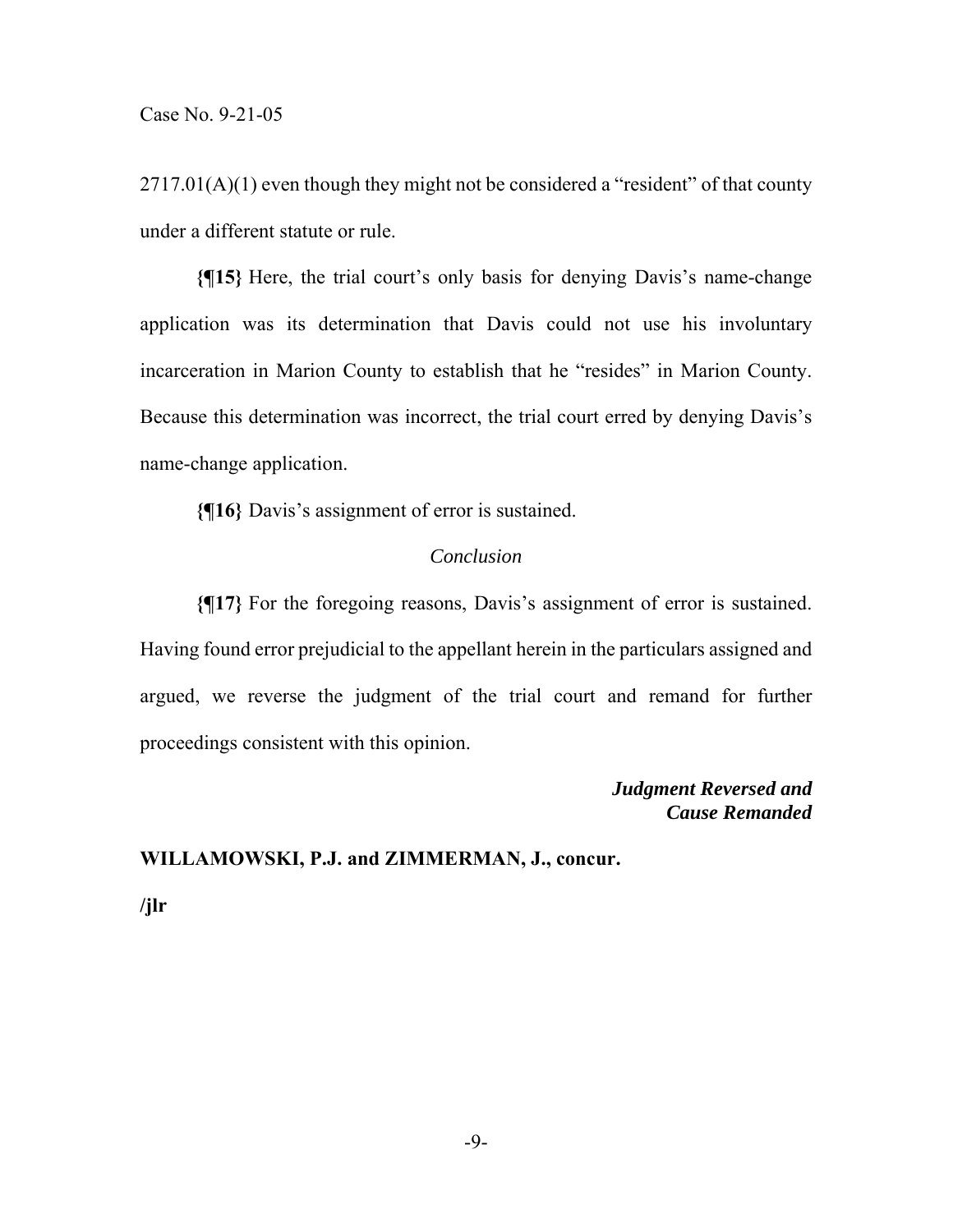2717.01(A)(1) even though they might not be considered a "resident" of that county under a different statute or rule.

**{¶15}** Here, the trial court's only basis for denying Davis's name-change application was its determination that Davis could not use his involuntary incarceration in Marion County to establish that he "resides" in Marion County. Because this determination was incorrect, the trial court erred by denying Davis's name-change application.

**{¶16}** Davis's assignment of error is sustained.

*Conclusion*

**{¶17}** For the foregoing reasons, Davis's assignment of error is sustained. Having found error prejudicial to the appellant herein in the particulars assigned and argued, we reverse the judgment of the trial court and remand for further proceedings consistent with this opinion.

***Judgment Reversed and Cause Remanded***

**WILLAMOWSKI, P.J. and ZIMMERMAN, J., concur.**

**/jlr**